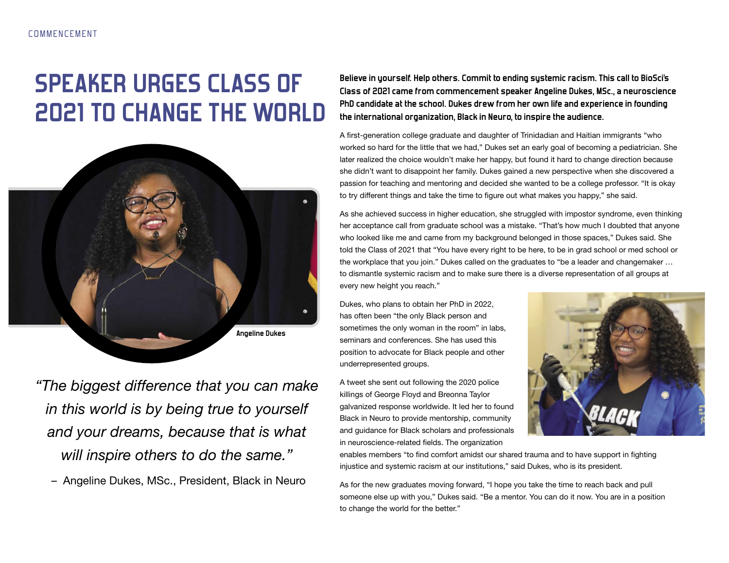# SPEAKER URGES CLASS OF 2021 TO CHANGE THE WORLD

Angeline Dukes

*"The biggest difference that you can make in this world is by being true to yourself and your dreams, because that is what will inspire others to do the same."*

– Angeline Dukes, MSc., President, Black in Neuro

**Believe in yourself. Help others. Commit to ending systemic racism. This call to BioSci's Class of 2021 came from commencement speaker Angeline Dukes, MSc., a neuroscience PhD candidate at the school. Dukes drew from her own life and experience in founding the international organization, Black in Neuro, to inspire the audience.**

A first-generation college graduate and daughter of Trinidadian and Haitian immigrants "who worked so hard for the little that we had," Dukes set an early goal of becoming a pediatrician. She later realized the choice wouldn't make her happy, but found it hard to change direction because she didn't want to disappoint her family. Dukes gained a new perspective when she discovered a passion for teaching and mentoring and decided she wanted to be a college professor. "It is okay to try different things and take the time to figure out what makes you happy," she said.

As she achieved success in higher education, she struggled with impostor syndrome, even thinking her acceptance call from graduate school was a mistake. "That's how much I doubted that anyone who looked like me and came from my background belonged in those spaces," Dukes said. She told the Class of 2021 that "You have every right to be here, to be in grad school or med school or the workplace that you join." Dukes called on the graduates to "be a leader and changemaker … to dismantle systemic racism and to make sure there is a diverse representation of all groups at every new height you reach."

Dukes, who plans to obtain her PhD in 2022, has often been "the only Black person and sometimes the only woman in the room" in labs, seminars and conferences. She has used this position to advocate for Black people and other underrepresented groups.

A tweet she sent out following the 2020 police killings of George Floyd and Breonna Taylor galvanized response worldwide. It led her to found Black in Neuro to provide mentorship, community and guidance for Black scholars and professionals in neuroscience-related fields. The organization enables members "to find comfort amidst our shared trauma and to have support in fighting injustice and systemic racism at our institutions," said Dukes, who is its president.

As for the new graduates moving forward, "I hope you take the time to reach back and pull someone else up with you," Dukes said. "Be a mentor. You can do it now. You are in a position to change the world for the better."